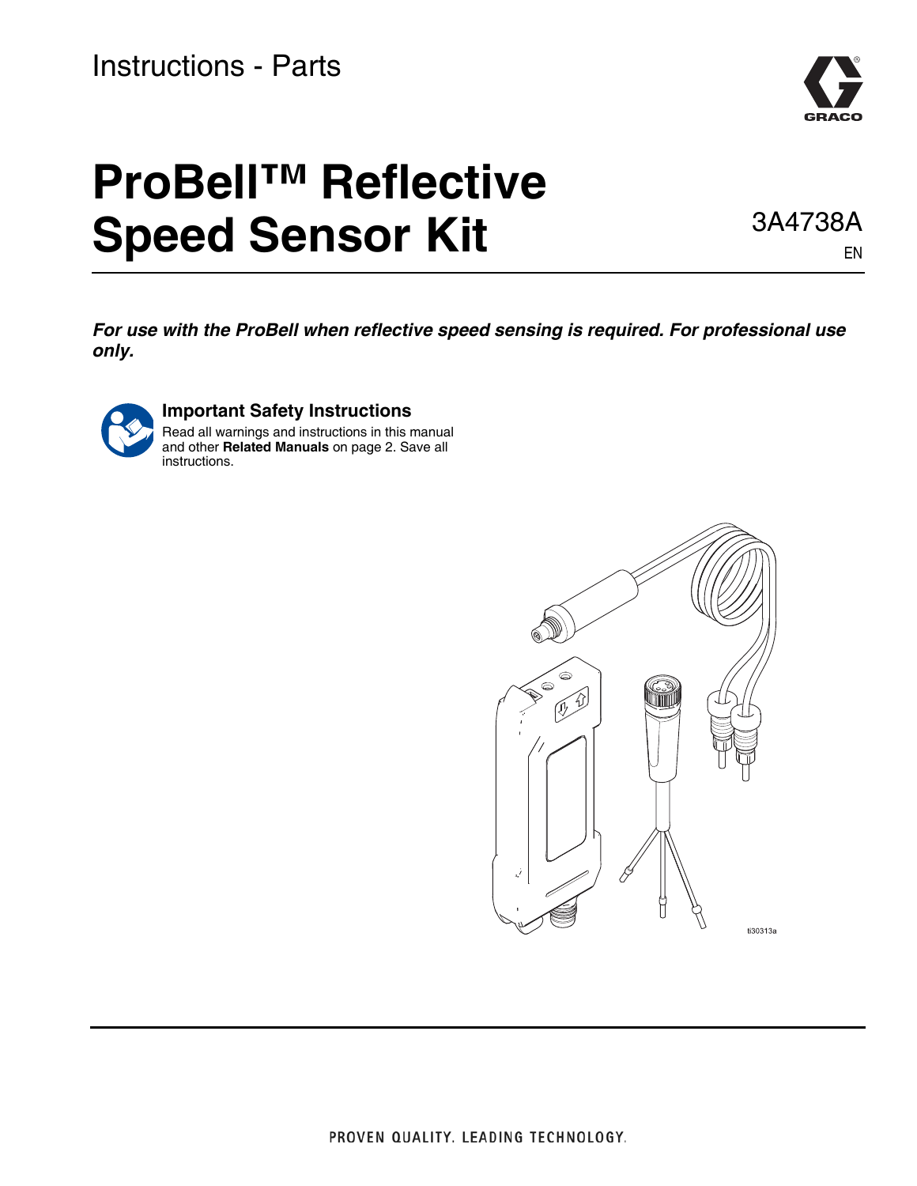Instructions - Parts

# ProBell™ Reflective Speed Sensor Kit

3A4738A

EN

***For use with the ProBell when reflective speed sensing is required. For professional use only.***

## Important Safety Instructions

Read all warnings and instructions in this manual and other **Related Manuals** on page 2. Save all instructions.

ti30313a

PROVEN QUALITY. LEADING TECHNOLOGY.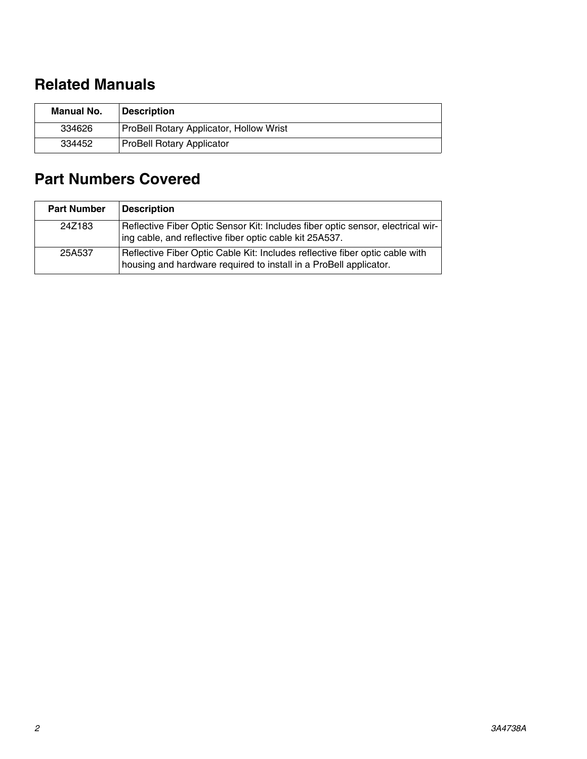## Related Manuals

| Manual No. | Description |
|---|---|
| 334626 | ProBell Rotary Applicator, Hollow Wrist |
| 334452 | ProBell Rotary Applicator |

## Part Numbers Covered

| Part Number | Description |
|---|---|
| 24Z183 | Reflective Fiber Optic Sensor Kit: Includes fiber optic sensor, electrical wiring cable, and reflective fiber optic cable kit 25A537. |
| 25A537 | Reflective Fiber Optic Cable Kit: Includes reflective fiber optic cable with housing and hardware required to install in a ProBell applicator. |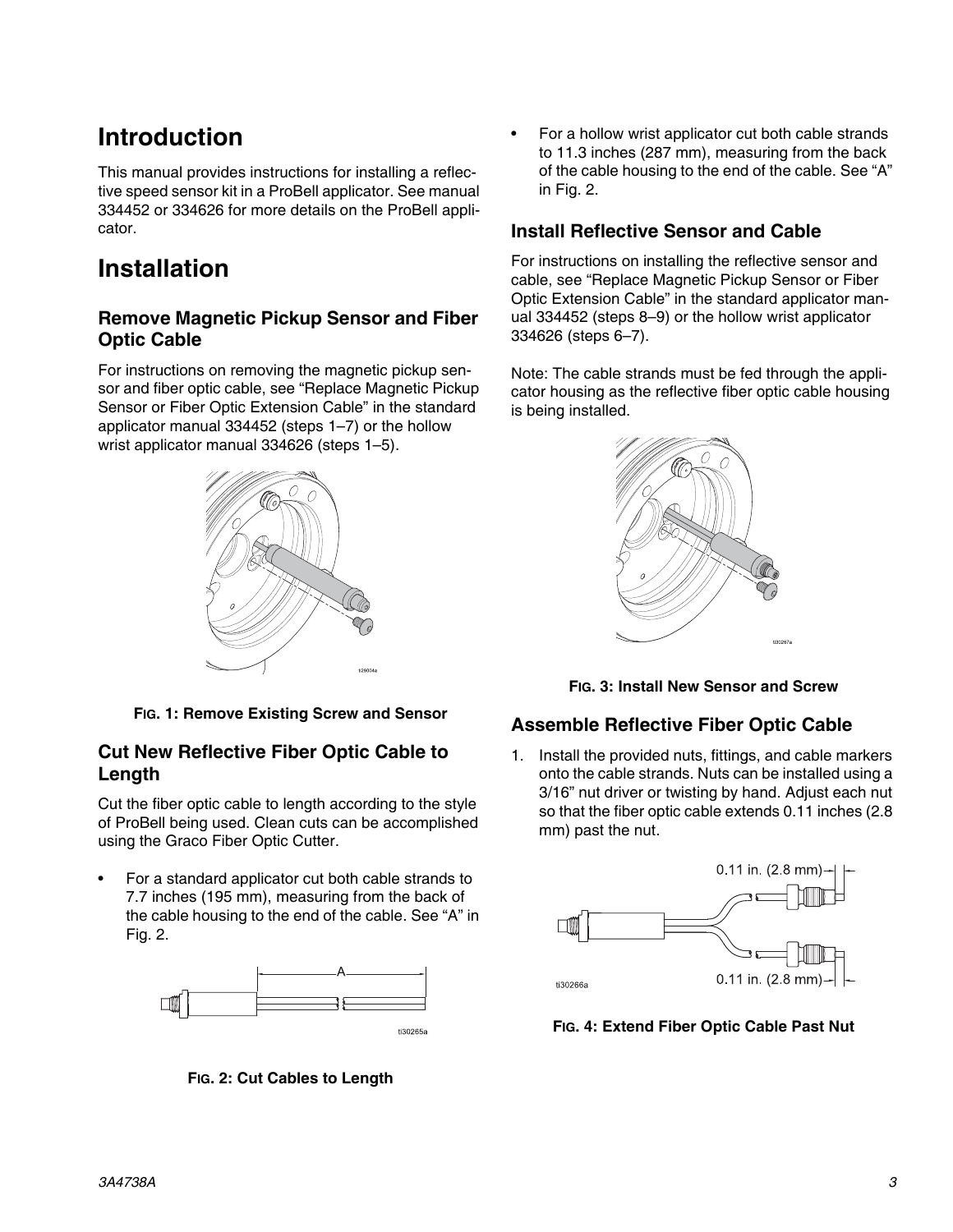# Introduction

This manual provides instructions for installing a reflective speed sensor kit in a ProBell applicator. See manual 334452 or 334626 for more details on the ProBell applicator.

# Installation

## Remove Magnetic Pickup Sensor and Fiber Optic Cable

For instructions on removing the magnetic pickup sensor and fiber optic cable, see "Replace Magnetic Pickup Sensor or Fiber Optic Extension Cable" in the standard applicator manual 334452 (steps 1–7) or the hollow wrist applicator manual 334626 (steps 1–5).

**FIG. 1: Remove Existing Screw and Sensor**

## Cut New Reflective Fiber Optic Cable to Length

Cut the fiber optic cable to length according to the style of ProBell being used. Clean cuts can be accomplished using the Graco Fiber Optic Cutter.

- For a standard applicator cut both cable strands to 7.7 inches (195 mm), measuring from the back of the cable housing to the end of the cable. See "A" in Fig. 2.
- For a hollow wrist applicator cut both cable strands to 11.3 inches (287 mm), measuring from the back of the cable housing to the end of the cable. See "A" in Fig. 2.

**FIG. 2: Cut Cables to Length**

## Install Reflective Sensor and Cable

For instructions on installing the reflective sensor and cable, see "Replace Magnetic Pickup Sensor or Fiber Optic Extension Cable" in the standard applicator manual 334452 (steps 8–9) or the hollow wrist applicator 334626 (steps 6–7).

Note: The cable strands must be fed through the applicator housing as the reflective fiber optic cable housing is being installed.

**FIG. 3: Install New Sensor and Screw**

## Assemble Reflective Fiber Optic Cable

1. Install the provided nuts, fittings, and cable markers onto the cable strands. Nuts can be installed using a 3/16" nut driver or twisting by hand. Adjust each nut so that the fiber optic cable extends 0.11 inches (2.8 mm) past the nut.

**FIG. 4: Extend Fiber Optic Cable Past Nut**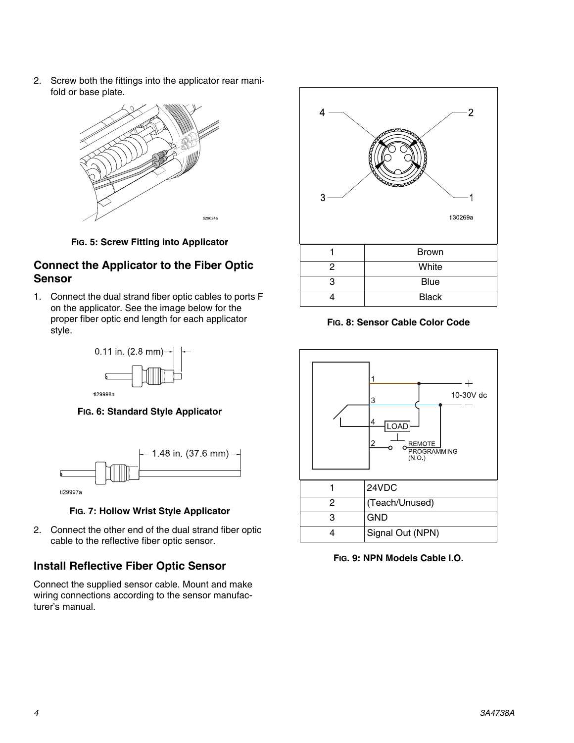2. Screw both the fittings into the applicator rear manifold or base plate.

**FIG. 5: Screw Fitting into Applicator**

## Connect the Applicator to the Fiber Optic Sensor

1. Connect the dual strand fiber optic cables to ports F on the applicator. See the image below for the proper fiber optic end length for each applicator style.

0.11 in. (2.8 mm)

**FIG. 6: Standard Style Applicator**

1.48 in. (37.6 mm)

**FIG. 7: Hollow Wrist Style Applicator**

2. Connect the other end of the dual strand fiber optic cable to the reflective fiber optic sensor.

## Install Reflective Fiber Optic Sensor

Connect the supplied sensor cable. Mount and make wiring connections according to the sensor manufacturer's manual.

| 1 | Brown |
|---|---|
| 2 | White |
| 3 | Blue |
| 4 | Black |

**FIG. 8: Sensor Cable Color Code**

10-30V dc

LOAD

REMOTE PROGRAMMING (N.O.)

| 1 | 24VDC |
|---|---|
| 2 | (Teach/Unused) |
| 3 | GND |
| 4 | Signal Out (NPN) |

**FIG. 9: NPN Models Cable I.O.**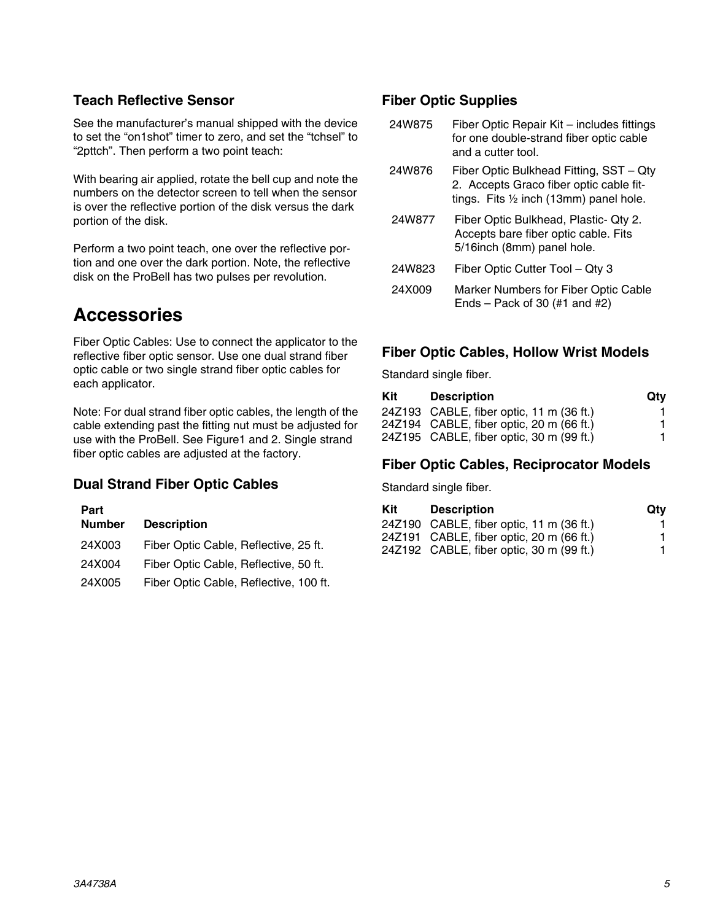### Teach Reflective Sensor

See the manufacturer's manual shipped with the device to set the "on1shot" timer to zero, and set the "tchsel" to "2pttch". Then perform a two point teach:

With bearing air applied, rotate the bell cup and note the numbers on the detector screen to tell when the sensor is over the reflective portion of the disk versus the dark portion of the disk.

Perform a two point teach, one over the reflective portion and one over the dark portion. Note, the reflective disk on the ProBell has two pulses per revolution.

## Accessories

Fiber Optic Cables: Use to connect the applicator to the reflective fiber optic sensor. Use one dual strand fiber optic cable or two single strand fiber optic cables for each applicator.

Note: For dual strand fiber optic cables, the length of the cable extending past the fitting nut must be adjusted for use with the ProBell. See Figure1 and 2. Single strand fiber optic cables are adjusted at the factory.

### Dual Strand Fiber Optic Cables

| Part Number | Description |
| --- | --- |
| 24X003 | Fiber Optic Cable, Reflective, 25 ft. |
| 24X004 | Fiber Optic Cable, Reflective, 50 ft. |
| 24X005 | Fiber Optic Cable, Reflective, 100 ft. |

### Fiber Optic Supplies

| | |
| --- | --- |
| 24W875 | Fiber Optic Repair Kit – includes fittings for one double-strand fiber optic cable and a cutter tool. |
| 24W876 | Fiber Optic Bulkhead Fitting, SST – Qty 2. Accepts Graco fiber optic cable fittings. Fits ½ inch (13mm) panel hole. |
| 24W877 | Fiber Optic Bulkhead, Plastic- Qty 2. Accepts bare fiber optic cable. Fits 5/16inch (8mm) panel hole. |
| 24W823 | Fiber Optic Cutter Tool – Qty 3 |
| 24X009 | Marker Numbers for Fiber Optic Cable Ends – Pack of 30 (#1 and #2) |

### Fiber Optic Cables, Hollow Wrist Models

Standard single fiber.

| Kit | Description | Qty |
| --- | --- | --- |
| 24Z193 | CABLE, fiber optic, 11 m (36 ft.) | 1 |
| 24Z194 | CABLE, fiber optic, 20 m (66 ft.) | 1 |
| 24Z195 | CABLE, fiber optic, 30 m (99 ft.) | 1 |

### Fiber Optic Cables, Reciprocator Models

Standard single fiber.

| Kit | Description | Qty |
| --- | --- | --- |
| 24Z190 | CABLE, fiber optic, 11 m (36 ft.) | 1 |
| 24Z191 | CABLE, fiber optic, 20 m (66 ft.) | 1 |
| 24Z192 | CABLE, fiber optic, 30 m (99 ft.) | 1 |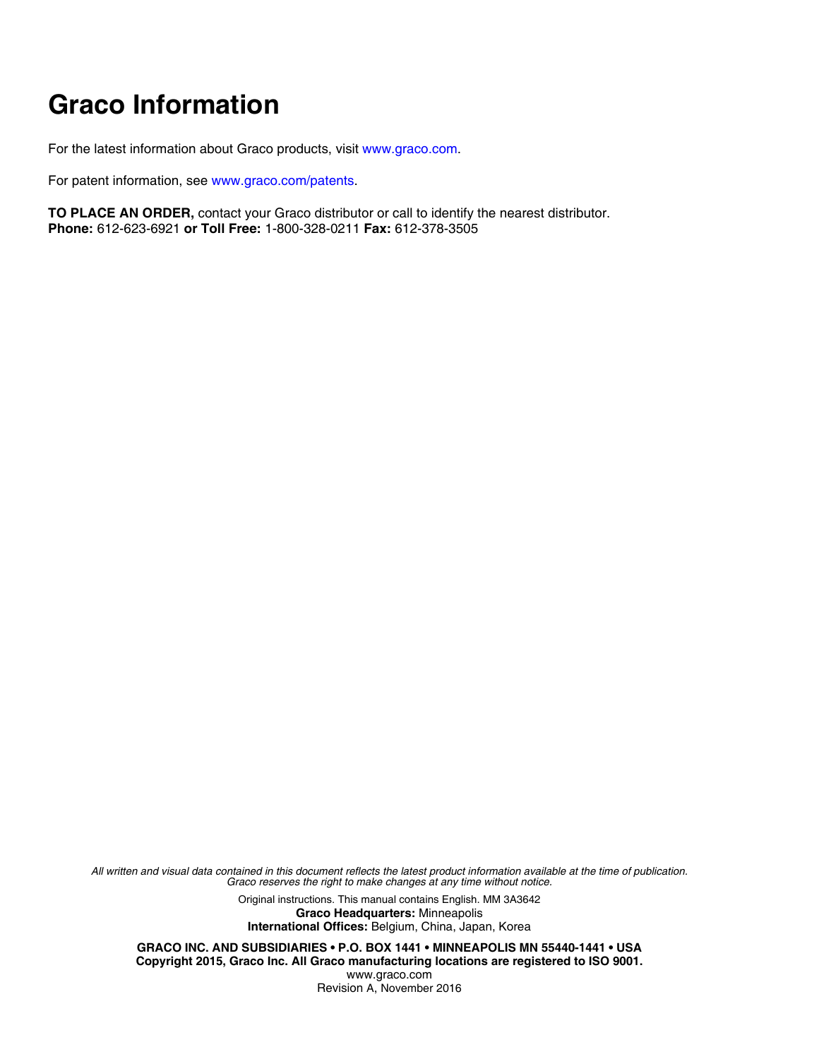# Graco Information

For the latest information about Graco products, visit www.graco.com.

For patent information, see www.graco.com/patents.

**TO PLACE AN ORDER,** contact your Graco distributor or call to identify the nearest distributor.
**Phone:** 612-623-6921 **or Toll Free:** 1-800-328-0211 **Fax:** 612-378-3505

*All written and visual data contained in this document reflects the latest product information available at the time of publication. Graco reserves the right to make changes at any time without notice.*

Original instructions. This manual contains English. MM 3A3642
**Graco Headquarters:** Minneapolis
**International Offices:** Belgium, China, Japan, Korea

**GRACO INC. AND SUBSIDIARIES • P.O. BOX 1441 • MINNEAPOLIS MN 55440-1441 • USA**
**Copyright 2015, Graco Inc. All Graco manufacturing locations are registered to ISO 9001.**
www.graco.com
Revision A, November 2016